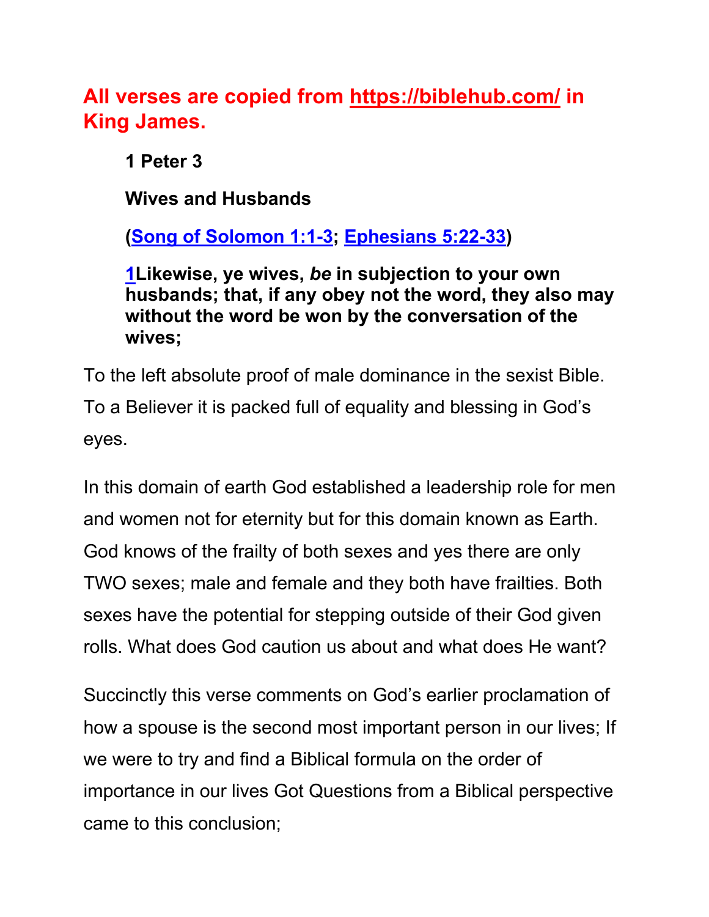# All verses are copied from [https://biblehub.com/](https://biblehub.com/) in King James.

**1 Peter 3**

**Wives and Husbands**

**([Song of Solomon 1:1-3](); [Ephesians 5:22-33]())**

**[1]()Likewise, ye wives, *be* in subjection to your own husbands; that, if any obey not the word, they also may without the word be won by the conversation of the wives;**

To the left absolute proof of male dominance in the sexist Bible. To a Believer it is packed full of equality and blessing in God's eyes.

In this domain of earth God established a leadership role for men and women not for eternity but for this domain known as Earth. God knows of the frailty of both sexes and yes there are only TWO sexes; male and female and they both have frailties. Both sexes have the potential for stepping outside of their God given rolls. What does God caution us about and what does He want?

Succinctly this verse comments on God's earlier proclamation of how a spouse is the second most important person in our lives; If we were to try and find a Biblical formula on the order of importance in our lives Got Questions from a Biblical perspective came to this conclusion;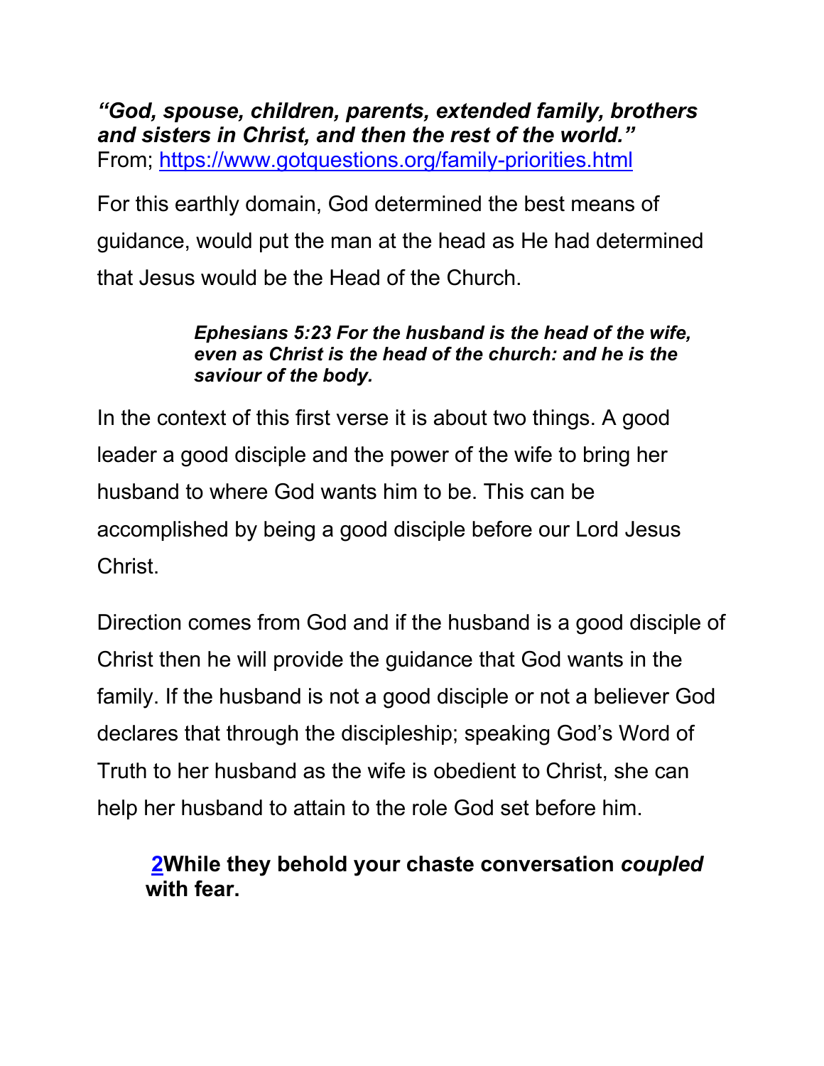***"God, spouse, children, parents, extended family, brothers and sisters in Christ, and then the rest of the world."***
From; [https://www.gotquestions.org/family-priorities.html](https://www.gotquestions.org/family-priorities.html)

For this earthly domain, God determined the best means of guidance, would put the man at the head as He had determined that Jesus would be the Head of the Church.

> ***Ephesians 5:23 For the husband is the head of the wife, even as Christ is the head of the church: and he is the saviour of the body.***

In the context of this first verse it is about two things. A good leader a good disciple and the power of the wife to bring her husband to where God wants him to be. This can be accomplished by being a good disciple before our Lord Jesus Christ.

Direction comes from God and if the husband is a good disciple of Christ then he will provide the guidance that God wants in the family. If the husband is not a good disciple or not a believer God declares that through the discipleship; speaking God's Word of Truth to her husband as the wife is obedient to Christ, she can help her husband to attain to the role God set before him.

> **2While they behold your chaste conversation *coupled* with fear.**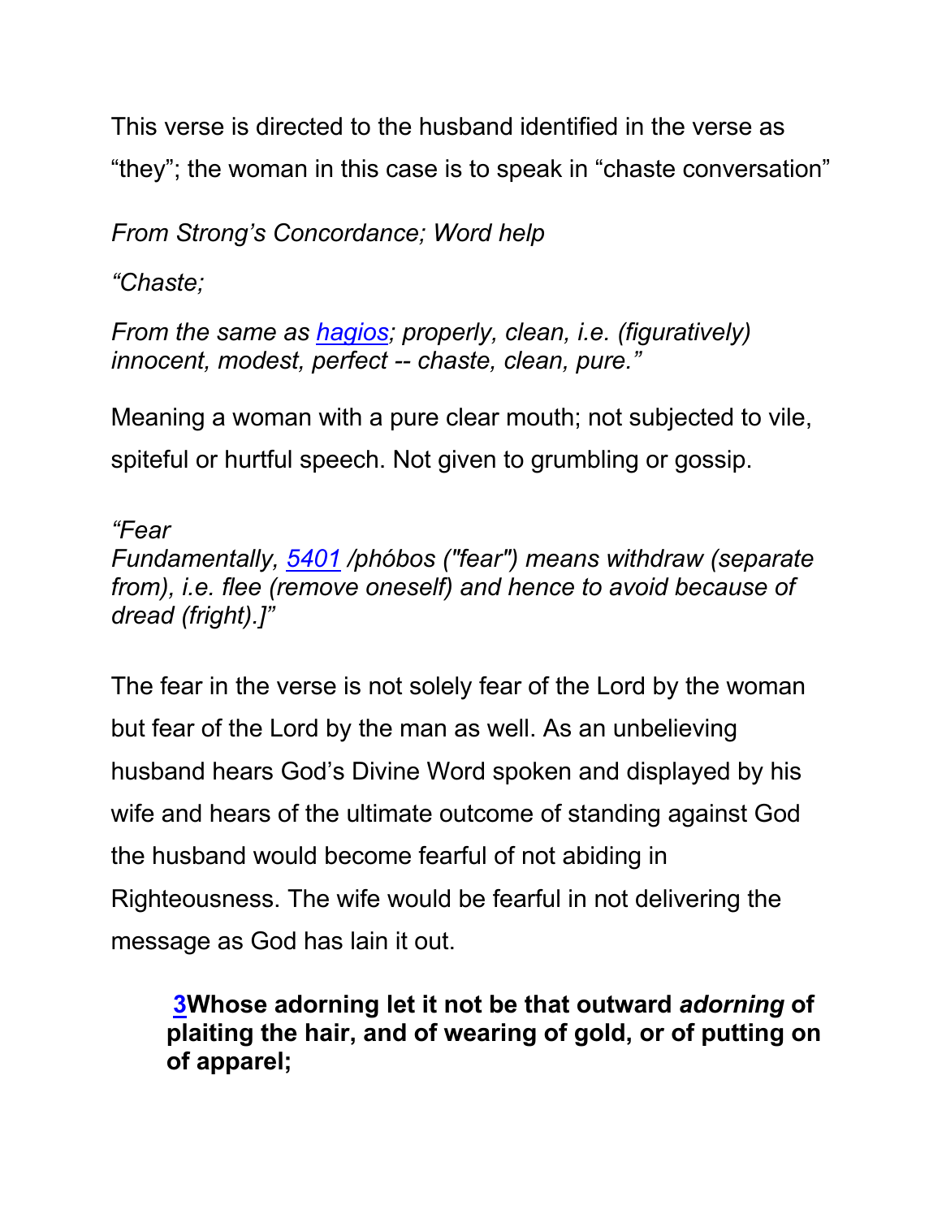This verse is directed to the husband identified in the verse as "they"; the woman in this case is to speak in "chaste conversation"

*From Strong's Concordance; Word help*

*"Chaste;*

*From the same as hagios; properly, clean, i.e. (figuratively) innocent, modest, perfect -- chaste, clean, pure."*

Meaning a woman with a pure clear mouth; not subjected to vile, spiteful or hurtful speech. Not given to grumbling or gossip.

*"Fear*
*Fundamentally, 5401 /phóbos ("fear") means withdraw (separate from), i.e. flee (remove oneself) and hence to avoid because of dread (fright).]"*

The fear in the verse is not solely fear of the Lord by the woman but fear of the Lord by the man as well. As an unbelieving husband hears God's Divine Word spoken and displayed by his wife and hears of the ultimate outcome of standing against God the husband would become fearful of not abiding in Righteousness. The wife would be fearful in not delivering the message as God has lain it out.

> **3Whose adorning let it not be that outward *adorning* of plaiting the hair, and of wearing of gold, or of putting on of apparel;**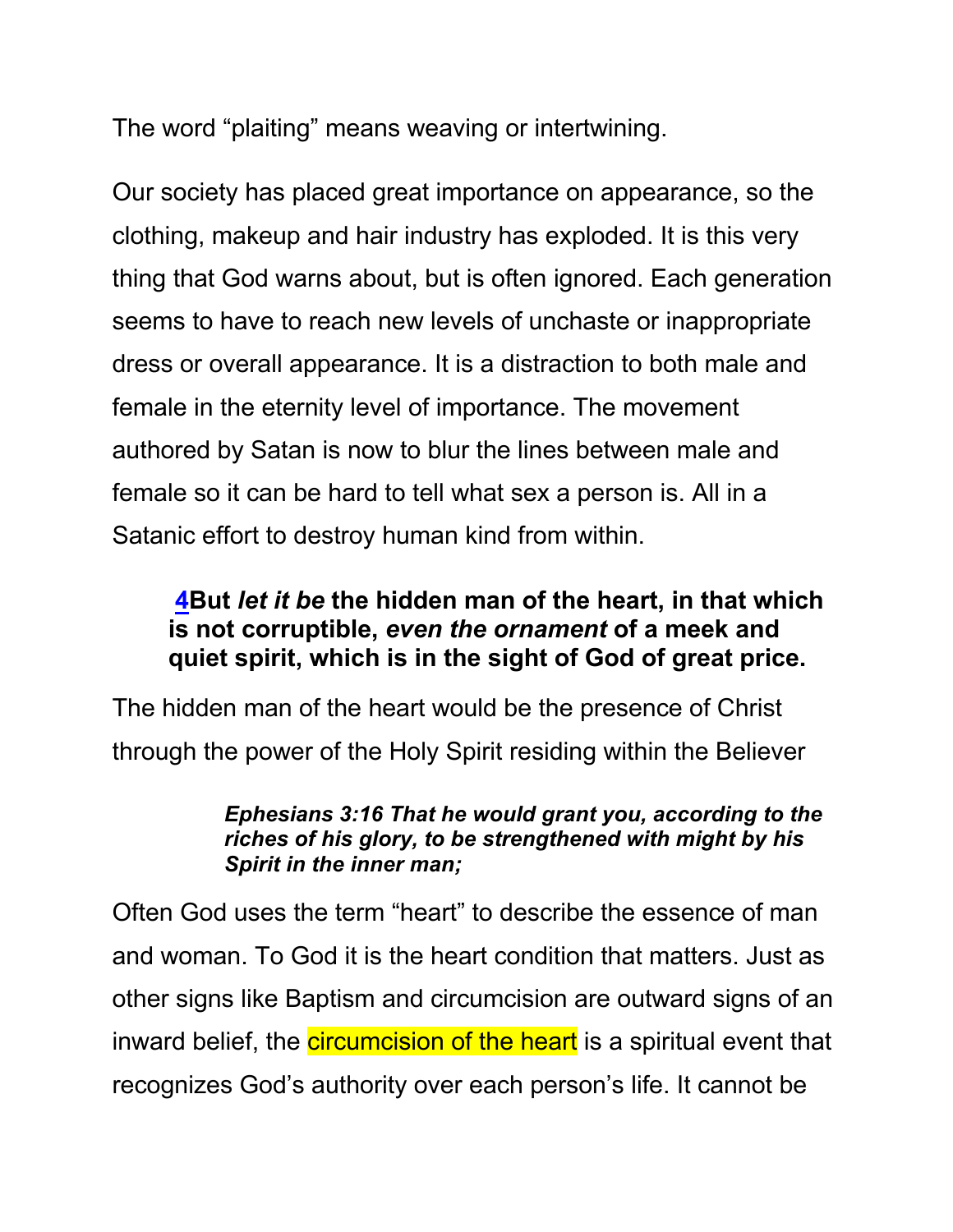The word "plaiting" means weaving or intertwining.

Our society has placed great importance on appearance, so the clothing, makeup and hair industry has exploded. It is this very thing that God warns about, but is often ignored. Each generation seems to have to reach new levels of unchaste or inappropriate dress or overall appearance. It is a distraction to both male and female in the eternity level of importance. The movement authored by Satan is now to blur the lines between male and female so it can be hard to tell what sex a person is. All in a Satanic effort to destroy human kind from within.

> **4But *let it be* the hidden man of the heart, in that which is not corruptible, *even the ornament* of a meek and quiet spirit, which is in the sight of God of great price.**

The hidden man of the heart would be the presence of Christ through the power of the Holy Spirit residing within the Believer

> ***Ephesians 3:16 That he would grant you, according to the riches of his glory, to be strengthened with might by his Spirit in the inner man;***

Often God uses the term "heart" to describe the essence of man and woman. To God it is the heart condition that matters. Just as other signs like Baptism and circumcision are outward signs of an inward belief, the circumcision of the heart is a spiritual event that recognizes God's authority over each person's life. It cannot be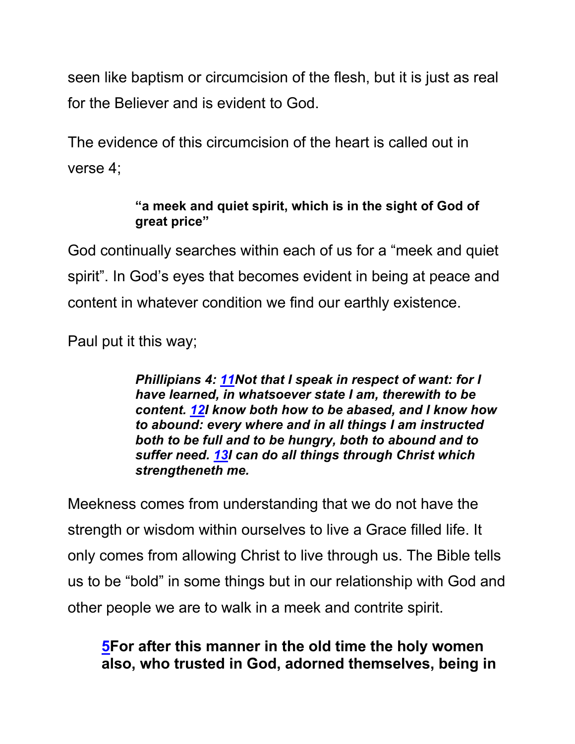seen like baptism or circumcision of the flesh, but it is just as real for the Believer and is evident to God.

The evidence of this circumcision of the heart is called out in verse 4;

> **"a meek and quiet spirit, which is in the sight of God of great price"**

God continually searches within each of us for a "meek and quiet spirit". In God's eyes that becomes evident in being at peace and content in whatever condition we find our earthly existence.

Paul put it this way;

> ***Phillipians 4: 11Not that I speak in respect of want: for I have learned, in whatsoever state I am, therewith to be content. 12I know both how to be abased, and I know how to abound: every where and in all things I am instructed both to be full and to be hungry, both to abound and to suffer need. 13I can do all things through Christ which strengtheneth me.***

Meekness comes from understanding that we do not have the strength or wisdom within ourselves to live a Grace filled life. It only comes from allowing Christ to live through us. The Bible tells us to be "bold" in some things but in our relationship with God and other people we are to walk in a meek and contrite spirit.

> **5For after this manner in the old time the holy women also, who trusted in God, adorned themselves, being in**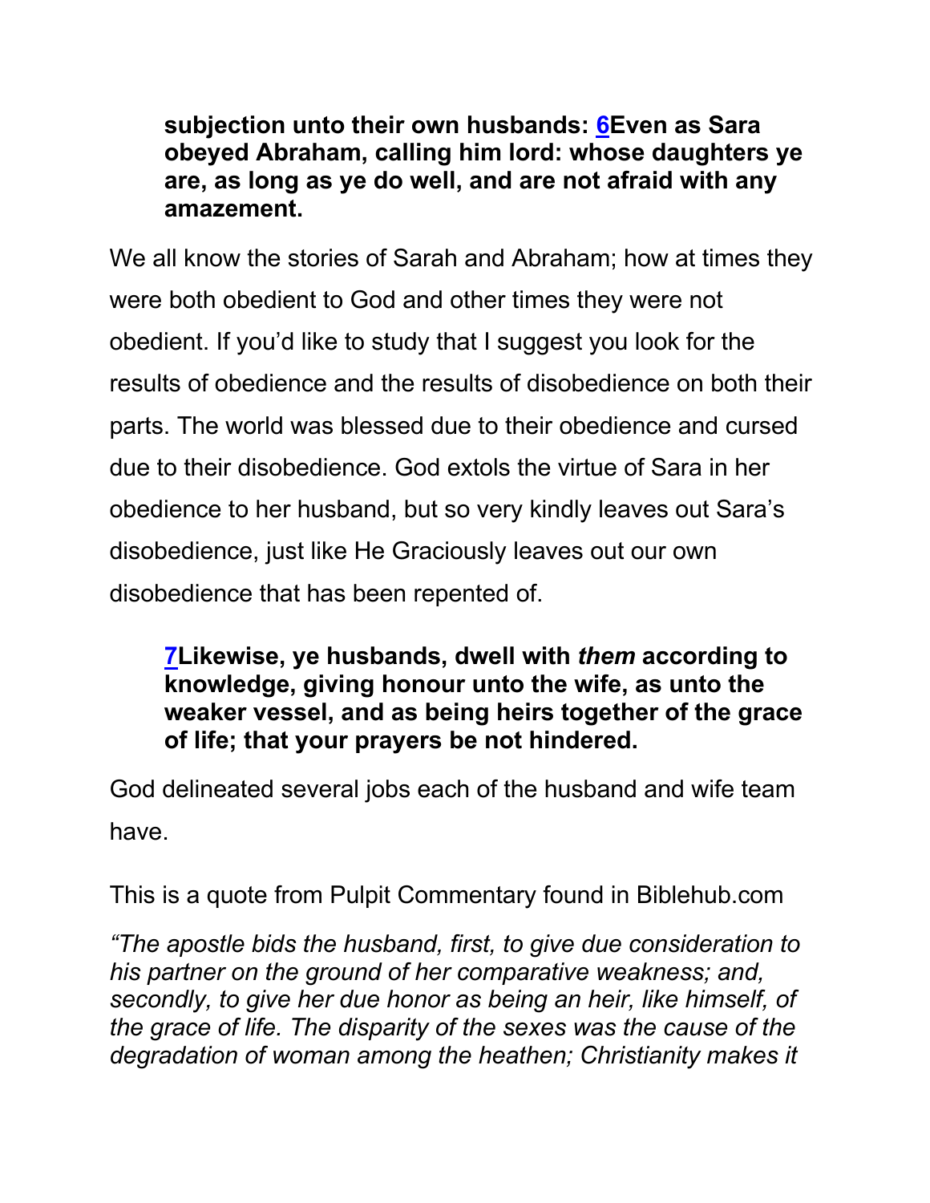> **subjection unto their own husbands: 6Even as Sara obeyed Abraham, calling him lord: whose daughters ye are, as long as ye do well, and are not afraid with any amazement.**

We all know the stories of Sarah and Abraham; how at times they were both obedient to God and other times they were not obedient. If you'd like to study that I suggest you look for the results of obedience and the results of disobedience on both their parts. The world was blessed due to their obedience and cursed due to their disobedience. God extols the virtue of Sara in her obedience to her husband, but so very kindly leaves out Sara's disobedience, just like He Graciously leaves out our own disobedience that has been repented of.

> **7Likewise, ye husbands, dwell with *them* according to knowledge, giving honour unto the wife, as unto the weaker vessel, and as being heirs together of the grace of life; that your prayers be not hindered.**

God delineated several jobs each of the husband and wife team have.

This is a quote from Pulpit Commentary found in Biblehub.com

*"The apostle bids the husband, first, to give due consideration to his partner on the ground of her comparative weakness; and, secondly, to give her due honor as being an heir, like himself, of the grace of life. The disparity of the sexes was the cause of the degradation of woman among the heathen; Christianity makes it*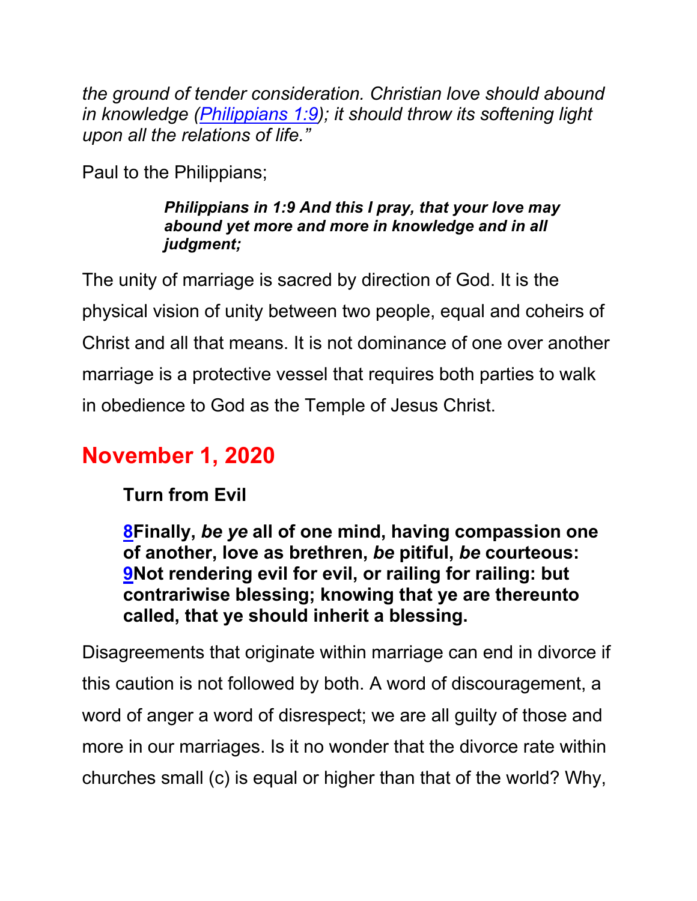*the ground of tender consideration. Christian love should abound in knowledge (Philippians 1:9); it should throw its softening light upon all the relations of life."*

Paul to the Philippians;

> ***Philippians in 1:9 And this I pray, that your love may abound yet more and more in knowledge and in all judgment;***

The unity of marriage is sacred by direction of God. It is the physical vision of unity between two people, equal and coheirs of Christ and all that means. It is not dominance of one over another marriage is a protective vessel that requires both parties to walk in obedience to God as the Temple of Jesus Christ.

## November 1, 2020

> **Turn from Evil**
>
> **8Finally, *be ye* all of one mind, having compassion one of another, love as brethren, *be* pitiful, *be* courteous: 9Not rendering evil for evil, or railing for railing: but contrariwise blessing; knowing that ye are thereunto called, that ye should inherit a blessing.**

Disagreements that originate within marriage can end in divorce if this caution is not followed by both. A word of discouragement, a word of anger a word of disrespect; we are all guilty of those and more in our marriages. Is it no wonder that the divorce rate within churches small (c) is equal or higher than that of the world? Why,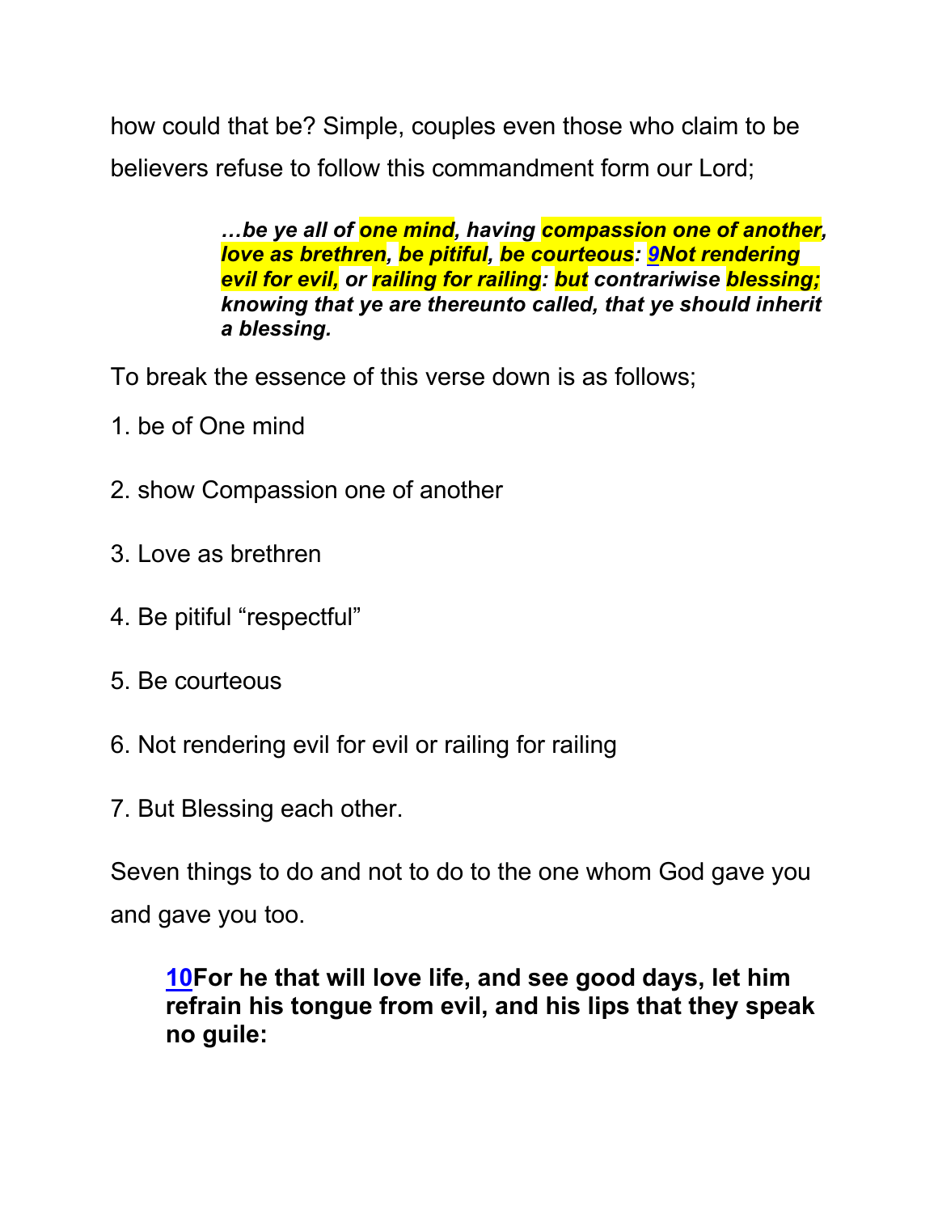how could that be? Simple, couples even those who claim to be believers refuse to follow this commandment form our Lord;

> ***…be ye all of one mind, having compassion one of another, love as brethren, be pitiful, be courteous: 9Not rendering evil for evil, or railing for railing: but contrariwise blessing; knowing that ye are thereunto called, that ye should inherit a blessing.***

To break the essence of this verse down is as follows;

1. be of One mind
2. show Compassion one of another
3. Love as brethren
4. Be pitiful “respectful”
5. Be courteous
6. Not rendering evil for evil or railing for railing
7. But Blessing each other.

Seven things to do and not to do to the one whom God gave you and gave you too.

> **10For he that will love life, and see good days, let him refrain his tongue from evil, and his lips that they speak no guile:**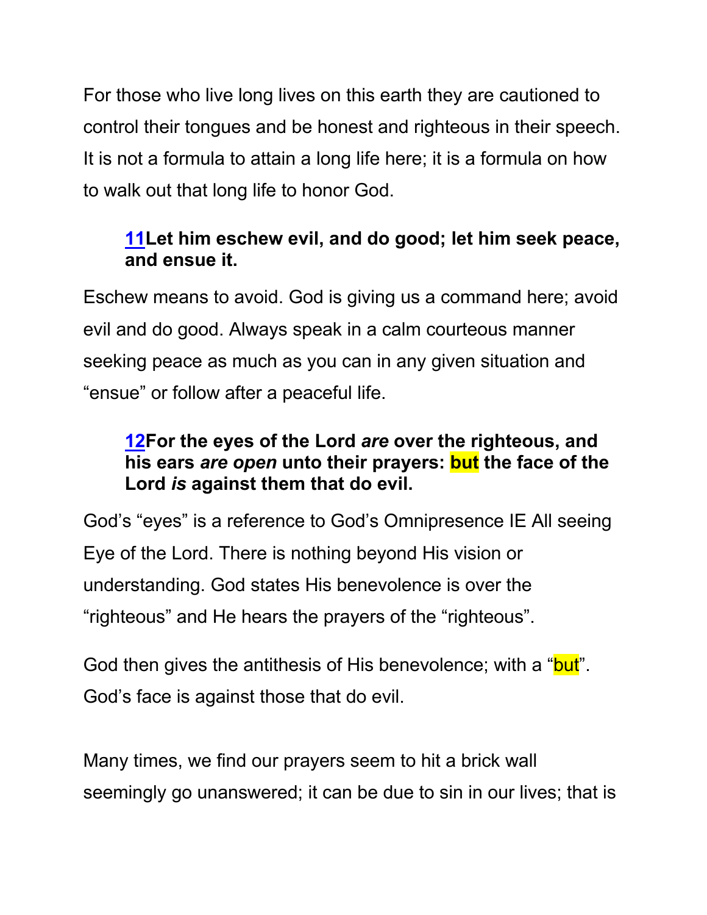For those who live long lives on this earth they are cautioned to control their tongues and be honest and righteous in their speech. It is not a formula to attain a long life here; it is a formula on how to walk out that long life to honor God.

> **11Let him eschew evil, and do good; let him seek peace, and ensue it.**

Eschew means to avoid. God is giving us a command here; avoid evil and do good. Always speak in a calm courteous manner seeking peace as much as you can in any given situation and "ensue" or follow after a peaceful life.

> **12For the eyes of the Lord *are* over the righteous, and his ears *are open* unto their prayers: but the face of the Lord *is* against them that do evil.**

God's "eyes" is a reference to God's Omnipresence IE All seeing Eye of the Lord. There is nothing beyond His vision or understanding. God states His benevolence is over the "righteous" and He hears the prayers of the "righteous".

God then gives the antithesis of His benevolence; with a "but". God's face is against those that do evil.

Many times, we find our prayers seem to hit a brick wall seemingly go unanswered; it can be due to sin in our lives; that is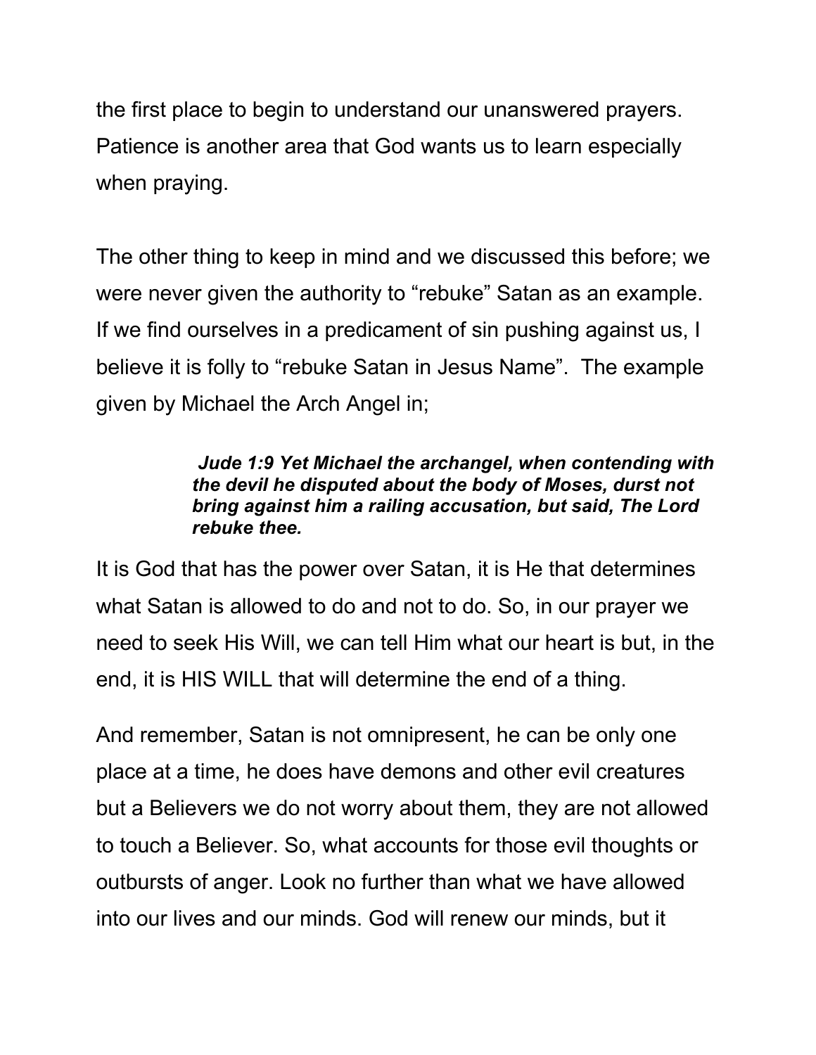the first place to begin to understand our unanswered prayers. Patience is another area that God wants us to learn especially when praying.

The other thing to keep in mind and we discussed this before; we were never given the authority to “rebuke” Satan as an example. If we find ourselves in a predicament of sin pushing against us, I believe it is folly to “rebuke Satan in Jesus Name”. The example given by Michael the Arch Angel in;

> ***Jude 1:9 Yet Michael the archangel, when contending with the devil he disputed about the body of Moses, durst not bring against him a railing accusation, but said, The Lord rebuke thee.***

It is God that has the power over Satan, it is He that determines what Satan is allowed to do and not to do. So, in our prayer we need to seek His Will, we can tell Him what our heart is but, in the end, it is HIS WILL that will determine the end of a thing.

And remember, Satan is not omnipresent, he can be only one place at a time, he does have demons and other evil creatures but a Believers we do not worry about them, they are not allowed to touch a Believer. So, what accounts for those evil thoughts or outbursts of anger. Look no further than what we have allowed into our lives and our minds. God will renew our minds, but it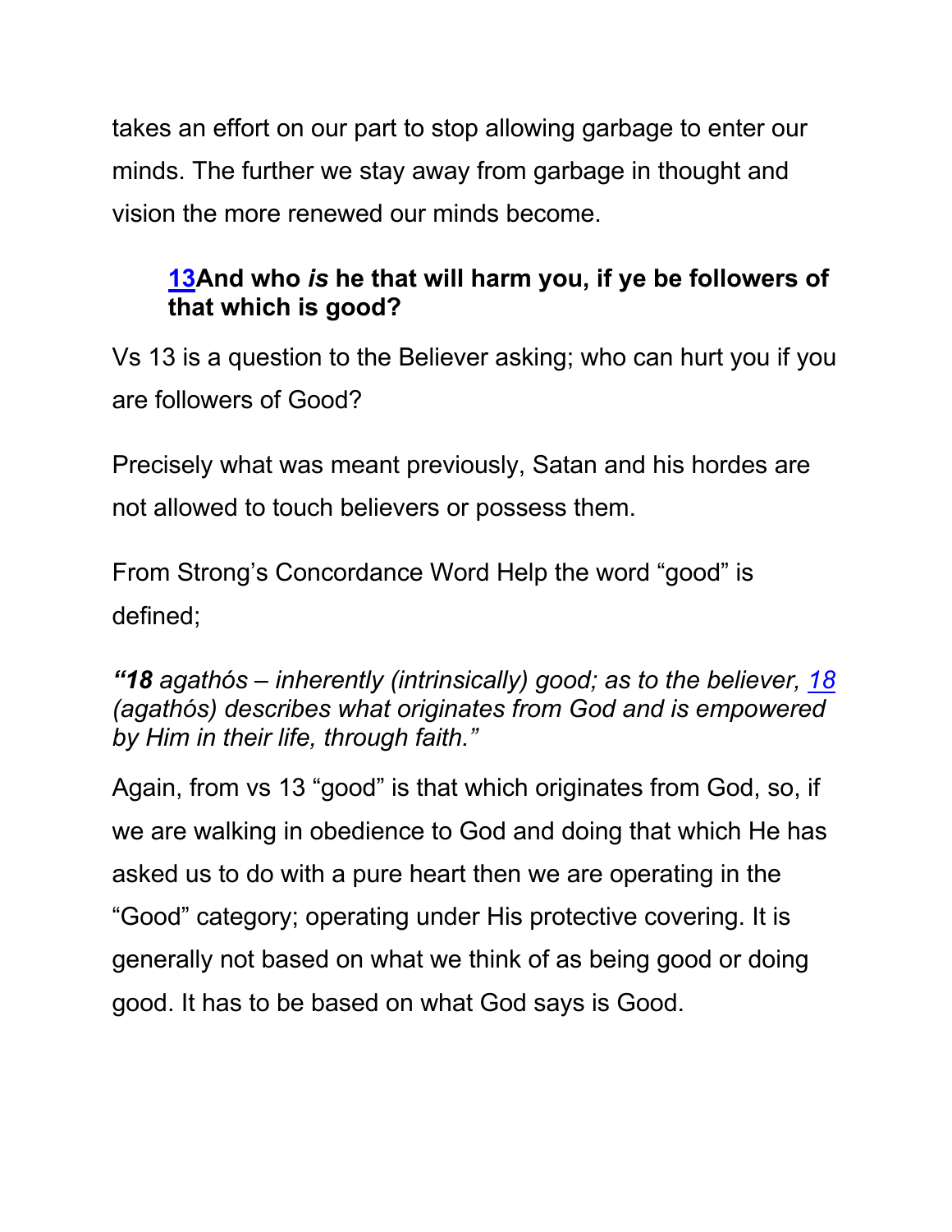takes an effort on our part to stop allowing garbage to enter our minds. The further we stay away from garbage in thought and vision the more renewed our minds become.

> **13And who *is* he that will harm you, if ye be followers of that which is good?**

Vs 13 is a question to the Believer asking; who can hurt you if you are followers of Good?

Precisely what was meant previously, Satan and his hordes are not allowed to touch believers or possess them.

From Strong's Concordance Word Help the word "good" is defined;

***"18** agathós – inherently (intrinsically) good; as to the believer, 18 (agathós) describes what originates from God and is empowered by Him in their life, through faith."*

Again, from vs 13 "good" is that which originates from God, so, if we are walking in obedience to God and doing that which He has asked us to do with a pure heart then we are operating in the "Good" category; operating under His protective covering. It is generally not based on what we think of as being good or doing good. It has to be based on what God says is Good.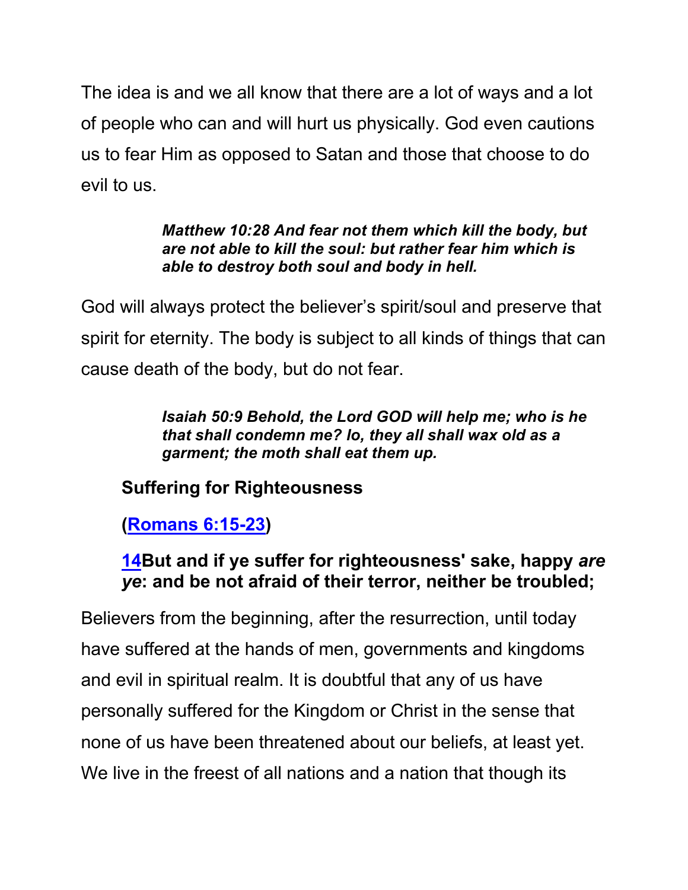The idea is and we all know that there are a lot of ways and a lot of people who can and will hurt us physically. God even cautions us to fear Him as opposed to Satan and those that choose to do evil to us.

> ***Matthew 10:28 And fear not them which kill the body, but are not able to kill the soul: but rather fear him which is able to destroy both soul and body in hell.***

God will always protect the believer's spirit/soul and preserve that spirit for eternity. The body is subject to all kinds of things that can cause death of the body, but do not fear.

> ***Isaiah 50:9 Behold, the Lord GOD will help me; who is he that shall condemn me? lo, they all shall wax old as a garment; the moth shall eat them up.***

**Suffering for Righteousness**

**(Romans 6:15-23)**

**14But and if ye suffer for righteousness' sake, happy *are ye*: and be not afraid of their terror, neither be troubled;**

Believers from the beginning, after the resurrection, until today have suffered at the hands of men, governments and kingdoms and evil in spiritual realm. It is doubtful that any of us have personally suffered for the Kingdom or Christ in the sense that none of us have been threatened about our beliefs, at least yet. We live in the freest of all nations and a nation that though its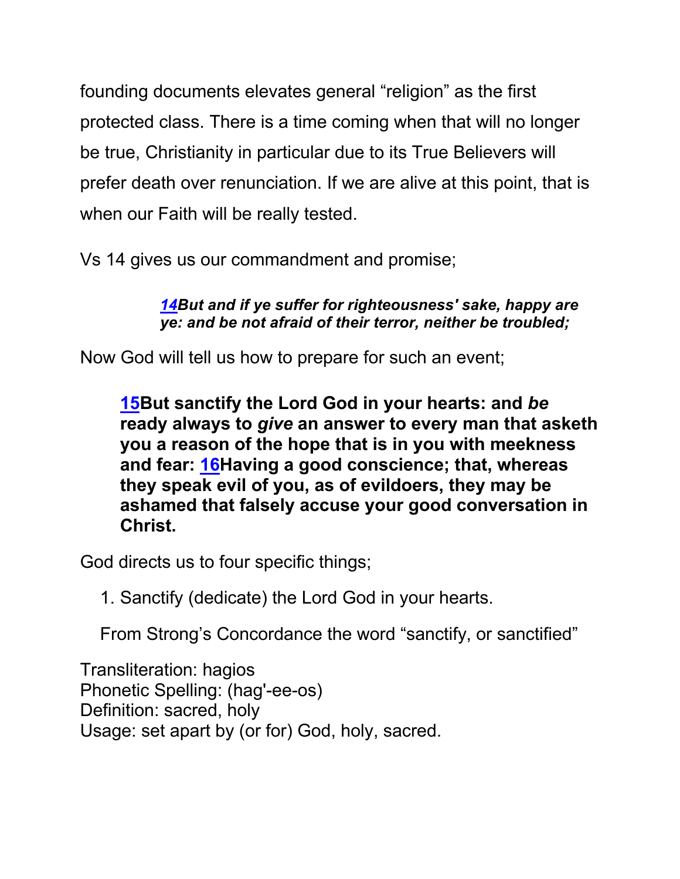founding documents elevates general “religion” as the first protected class. There is a time coming when that will no longer be true, Christianity in particular due to its True Believers will prefer death over renunciation. If we are alive at this point, that is when our Faith will be really tested.

Vs 14 gives us our commandment and promise;

> ***14But and if ye suffer for righteousness' sake, happy are ye: and be not afraid of their terror, neither be troubled;***

Now God will tell us how to prepare for such an event;

> **15But sanctify the Lord God in your hearts: and *be* ready always to *give* an answer to every man that asketh you a reason of the hope that is in you with meekness and fear: 16Having a good conscience; that, whereas they speak evil of you, as of evildoers, they may be ashamed that falsely accuse your good conversation in Christ.**

God directs us to four specific things;

1. Sanctify (dedicate) the Lord God in your hearts.

From Strong’s Concordance the word “sanctify, or sanctified”

Transliteration: hagios
Phonetic Spelling: (hag'-ee-os)
Definition: sacred, holy
Usage: set apart by (or for) God, holy, sacred.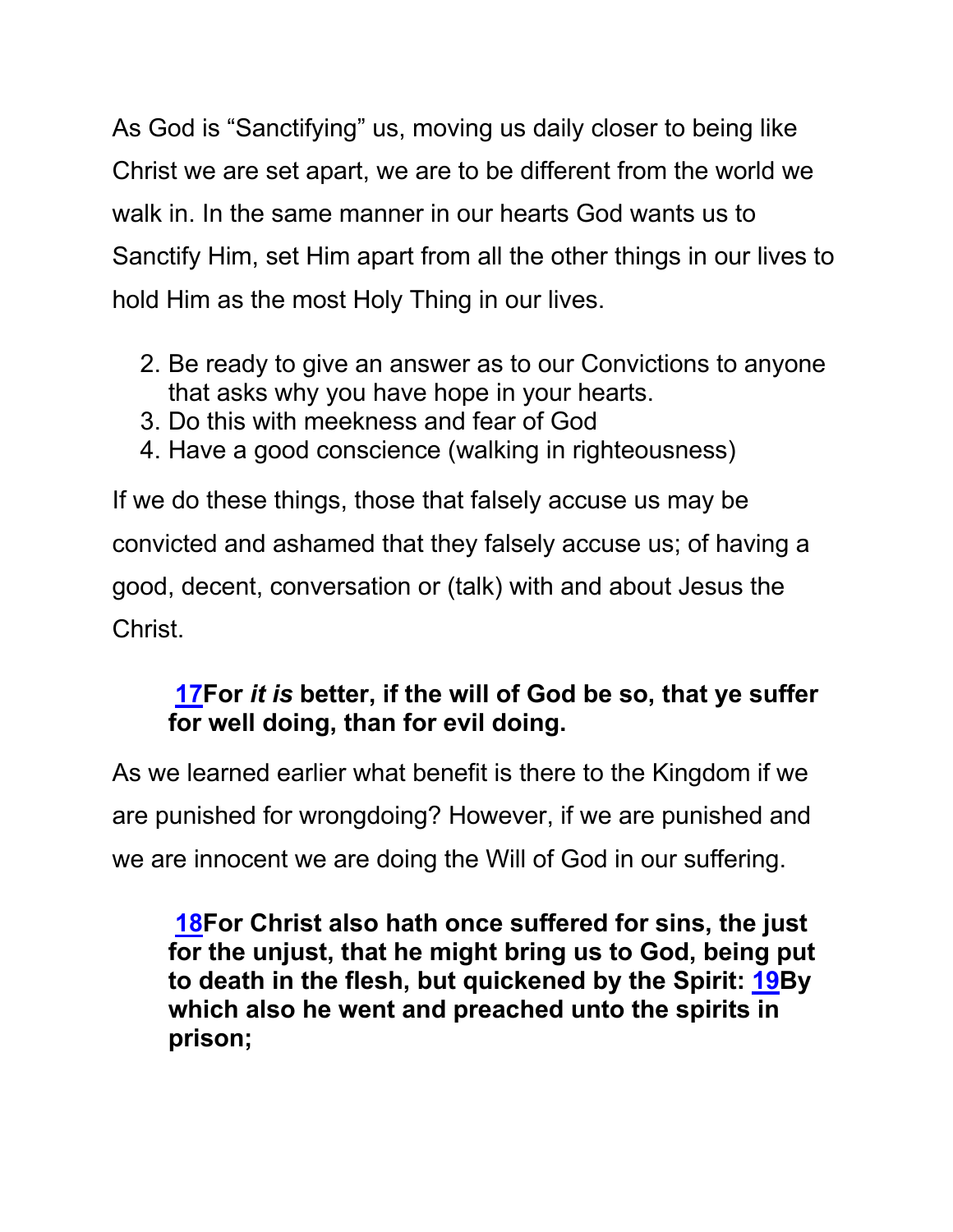As God is “Sanctifying” us, moving us daily closer to being like Christ we are set apart, we are to be different from the world we walk in. In the same manner in our hearts God wants us to Sanctify Him, set Him apart from all the other things in our lives to hold Him as the most Holy Thing in our lives.

2. Be ready to give an answer as to our Convictions to anyone that asks why you have hope in your hearts.
3. Do this with meekness and fear of God
4. Have a good conscience (walking in righteousness)

If we do these things, those that falsely accuse us may be convicted and ashamed that they falsely accuse us; of having a good, decent, conversation or (talk) with and about Jesus the Christ.

> **17For *it is* better, if the will of God be so, that ye suffer for well doing, than for evil doing.**

As we learned earlier what benefit is there to the Kingdom if we are punished for wrongdoing? However, if we are punished and we are innocent we are doing the Will of God in our suffering.

> **18For Christ also hath once suffered for sins, the just for the unjust, that he might bring us to God, being put to death in the flesh, but quickened by the Spirit: 19By which also he went and preached unto the spirits in prison;**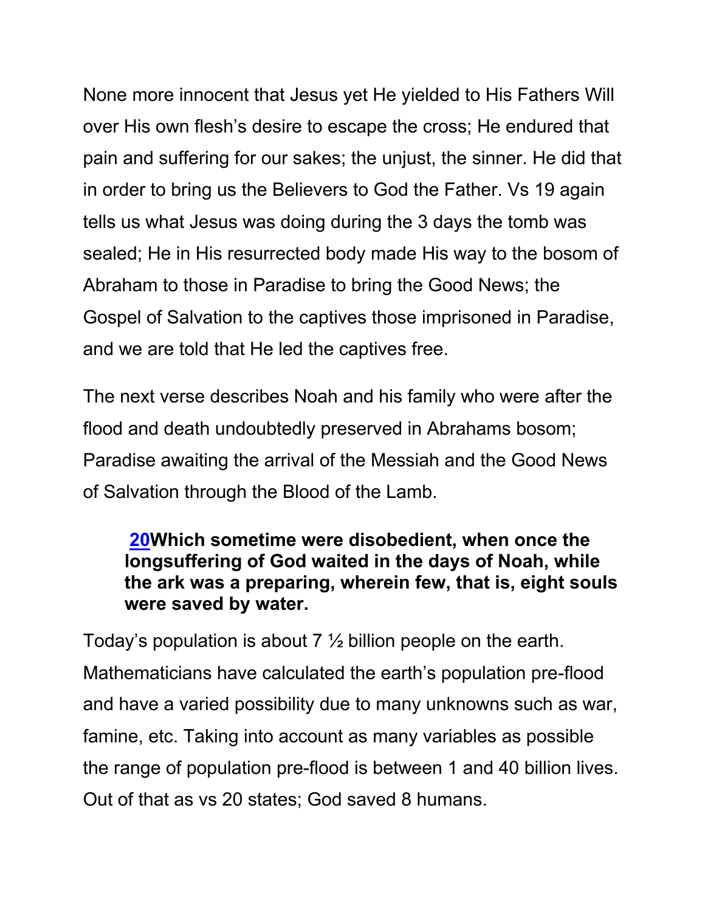None more innocent that Jesus yet He yielded to His Fathers Will over His own flesh's desire to escape the cross; He endured that pain and suffering for our sakes; the unjust, the sinner. He did that in order to bring us the Believers to God the Father. Vs 19 again tells us what Jesus was doing during the 3 days the tomb was sealed; He in His resurrected body made His way to the bosom of Abraham to those in Paradise to bring the Good News; the Gospel of Salvation to the captives those imprisoned in Paradise, and we are told that He led the captives free.

The next verse describes Noah and his family who were after the flood and death undoubtedly preserved in Abrahams bosom; Paradise awaiting the arrival of the Messiah and the Good News of Salvation through the Blood of the Lamb.

> **20Which sometime were disobedient, when once the longsuffering of God waited in the days of Noah, while the ark was a preparing, wherein few, that is, eight souls were saved by water.**

Today's population is about 7 ½ billion people on the earth. Mathematicians have calculated the earth's population pre-flood and have a varied possibility due to many unknowns such as war, famine, etc. Taking into account as many variables as possible the range of population pre-flood is between 1 and 40 billion lives. Out of that as vs 20 states; God saved 8 humans.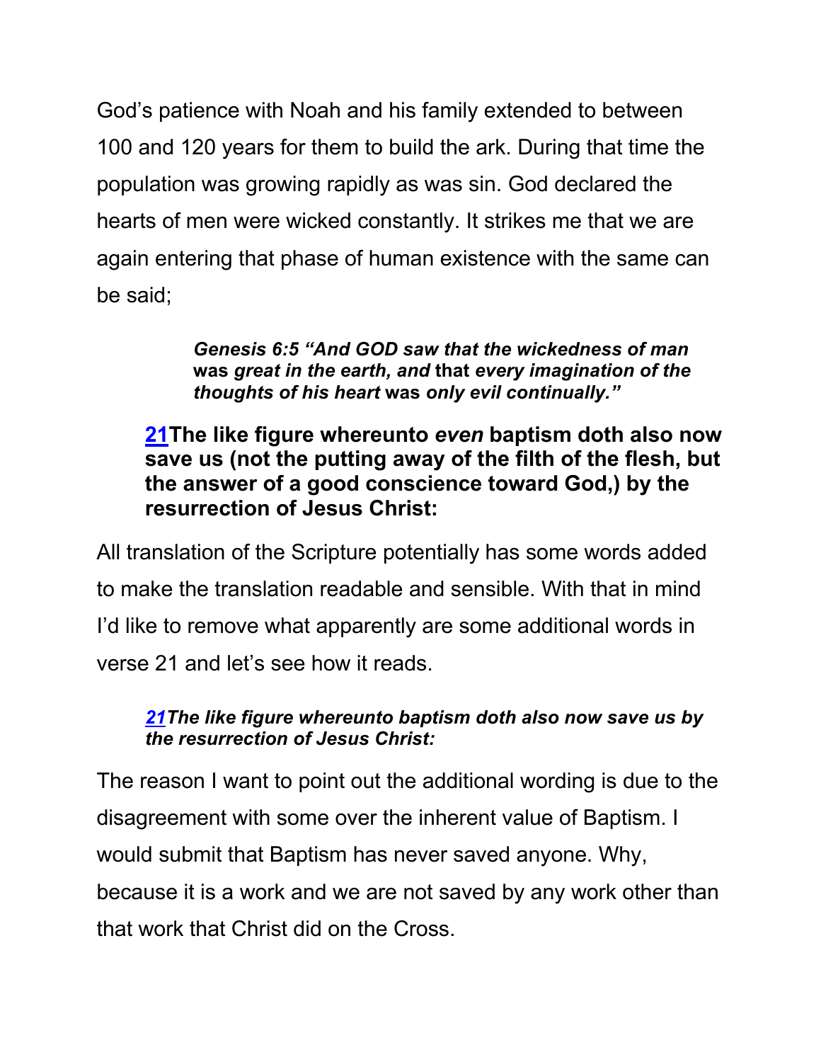God’s patience with Noah and his family extended to between 100 and 120 years for them to build the ark. During that time the population was growing rapidly as was sin. God declared the hearts of men were wicked constantly. It strikes me that we are again entering that phase of human existence with the same can be said;

> ***Genesis 6:5 “And GOD saw that the wickedness of man* was *great in the earth, and* that *every imagination of the thoughts of his heart* was *only evil continually.”***

> **[21](#)The like figure whereunto *even* baptism doth also now save us (not the putting away of the filth of the flesh, but the answer of a good conscience toward God,) by the resurrection of Jesus Christ:**

All translation of the Scripture potentially has some words added to make the translation readable and sensible. With that in mind I’d like to remove what apparently are some additional words in verse 21 and let’s see how it reads.

> ***[21](#)The like figure whereunto baptism doth also now save us by the resurrection of Jesus Christ:***

The reason I want to point out the additional wording is due to the disagreement with some over the inherent value of Baptism. I would submit that Baptism has never saved anyone. Why, because it is a work and we are not saved by any work other than that work that Christ did on the Cross.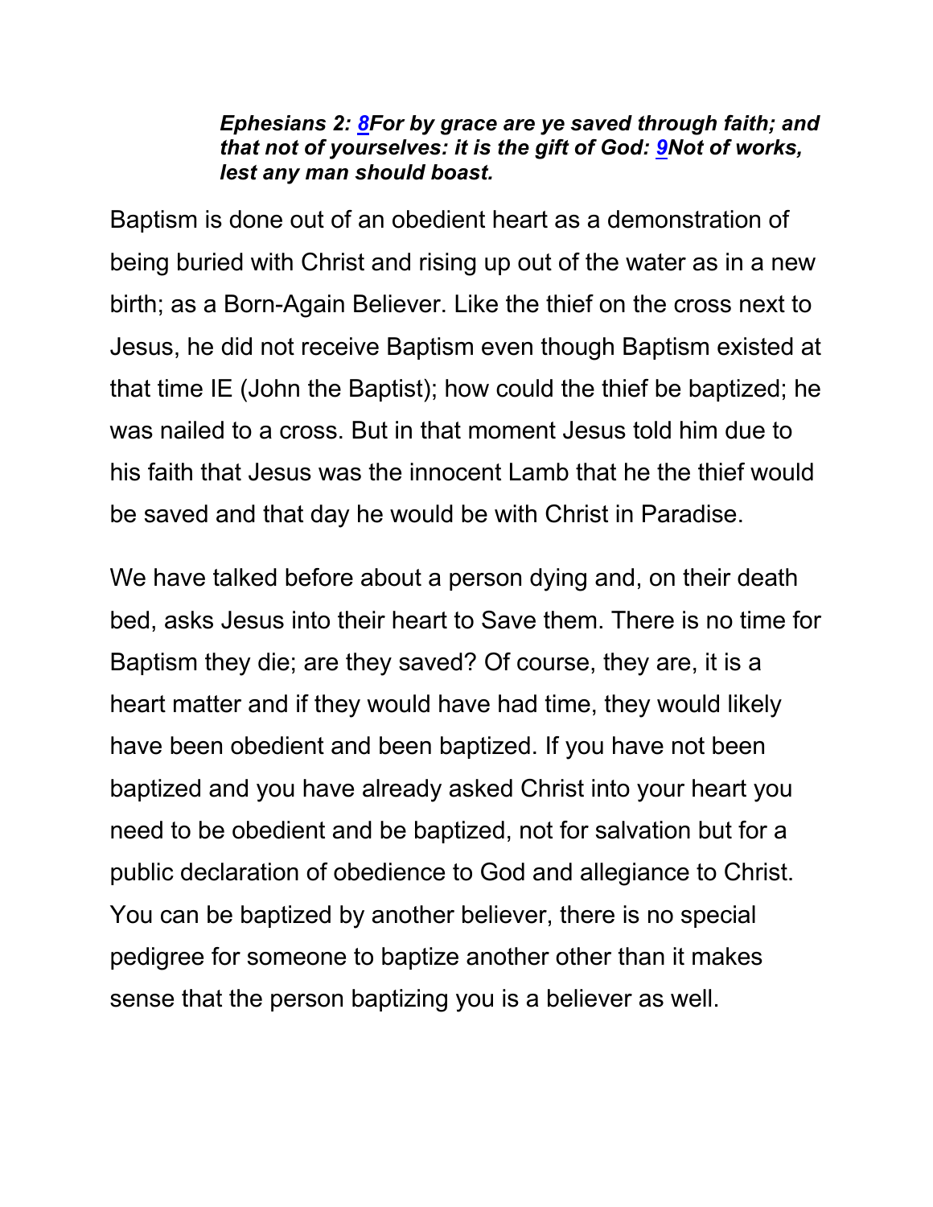> ***Ephesians 2: 8For by grace are ye saved through faith; and that not of yourselves: it is the gift of God: 9Not of works, lest any man should boast.***

Baptism is done out of an obedient heart as a demonstration of being buried with Christ and rising up out of the water as in a new birth; as a Born-Again Believer. Like the thief on the cross next to Jesus, he did not receive Baptism even though Baptism existed at that time IE (John the Baptist); how could the thief be baptized; he was nailed to a cross. But in that moment Jesus told him due to his faith that Jesus was the innocent Lamb that he the thief would be saved and that day he would be with Christ in Paradise.

We have talked before about a person dying and, on their death bed, asks Jesus into their heart to Save them. There is no time for Baptism they die; are they saved? Of course, they are, it is a heart matter and if they would have had time, they would likely have been obedient and been baptized. If you have not been baptized and you have already asked Christ into your heart you need to be obedient and be baptized, not for salvation but for a public declaration of obedience to God and allegiance to Christ. You can be baptized by another believer, there is no special pedigree for someone to baptize another other than it makes sense that the person baptizing you is a believer as well.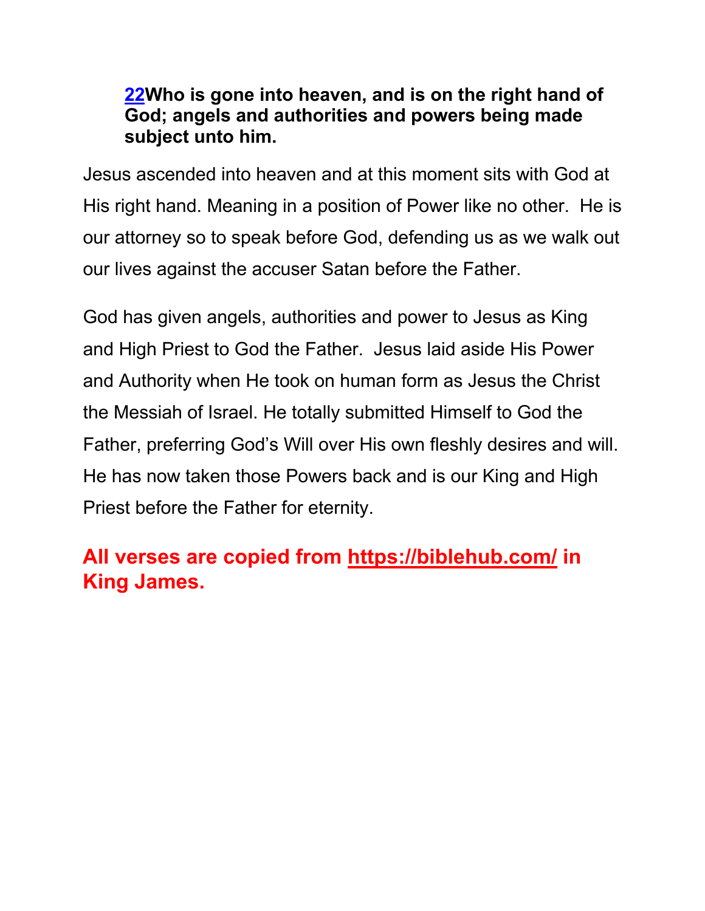**22Who is gone into heaven, and is on the right hand of God; angels and authorities and powers being made subject unto him.**

Jesus ascended into heaven and at this moment sits with God at His right hand. Meaning in a position of Power like no other. He is our attorney so to speak before God, defending us as we walk out our lives against the accuser Satan before the Father.

God has given angels, authorities and power to Jesus as King and High Priest to God the Father. Jesus laid aside His Power and Authority when He took on human form as Jesus the Christ the Messiah of Israel. He totally submitted Himself to God the Father, preferring God's Will over His own fleshly desires and will. He has now taken those Powers back and is our King and High Priest before the Father for eternity.

**All verses are copied from https://biblehub.com/ in King James.**